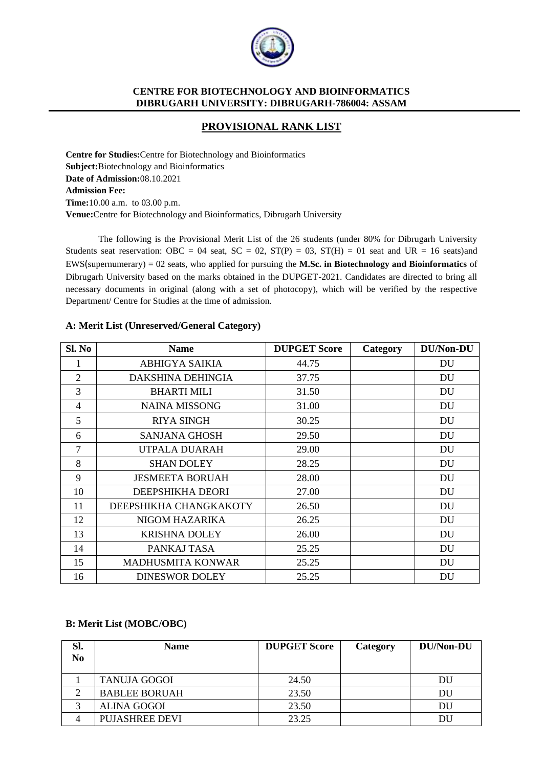**CENTRE FOR BIOTECHNOLOGY AND BIOINFORMATICS**
**DIBRUGARH UNIVERSITY: DIBRUGARH-786004: ASSAM**

# PROVISIONAL RANK LIST

**Centre for Studies:** Centre for Biotechnology and Bioinformatics
**Subject:** Biotechnology and Bioinformatics
**Date of Admission:** 08.10.2021
**Admission Fee:**
**Time:** 10.00 a.m. to 03.00 p.m.
**Venue:** Centre for Biotechnology and Bioinformatics, Dibrugarh University

The following is the Provisional Merit List of the 26 students (under 80% for Dibrugarh University Students seat reservation: OBC = 04 seat, SC = 02, ST(P) = 03, ST(H) = 01 seat and UR = 16 seats)and EWS(supernumerary) = 02 seats, who applied for pursuing the **M.Sc. in Biotechnology and Bioinformatics** of Dibrugarh University based on the marks obtained in the DUPGET-2021. Candidates are directed to bring all necessary documents in original (along with a set of photocopy), which will be verified by the respective Department/ Centre for Studies at the time of admission.

### A: Merit List (Unreserved/General Category)

| Sl. No | Name | DUPGET Score | Category | DU/Non-DU |
|---|---|---|---|---|
| 1 | ABHIGYA SAIKIA | 44.75 | | DU |
| 2 | DAKSHINA DEHINGIA | 37.75 | | DU |
| 3 | BHARTI MILI | 31.50 | | DU |
| 4 | NAINA MISSONG | 31.00 | | DU |
| 5 | RIYA SINGH | 30.25 | | DU |
| 6 | SANJANA GHOSH | 29.50 | | DU |
| 7 | UTPALA DUARAH | 29.00 | | DU |
| 8 | SHAN DOLEY | 28.25 | | DU |
| 9 | JESMEETA BORUAH | 28.00 | | DU |
| 10 | DEEPSHIKHA DEORI | 27.00 | | DU |
| 11 | DEEPSHIKHA CHANGKAKOTY | 26.50 | | DU |
| 12 | NIGOM HAZARIKA | 26.25 | | DU |
| 13 | KRISHNA DOLEY | 26.00 | | DU |
| 14 | PANKAJ TASA | 25.25 | | DU |
| 15 | MADHUSMITA KONWAR | 25.25 | | DU |
| 16 | DINESWOR DOLEY | 25.25 | | DU |

### B: Merit List (MOBC/OBC)

| Sl. No | Name | DUPGET Score | Category | DU/Non-DU |
|---|---|---|---|---|
| 1 | TANUJA GOGOI | 24.50 | | DU |
| 2 | BABLEE BORUAH | 23.50 | | DU |
| 3 | ALINA GOGOI | 23.50 | | DU |
| 4 | PUJASHREE DEVI | 23.25 | | DU |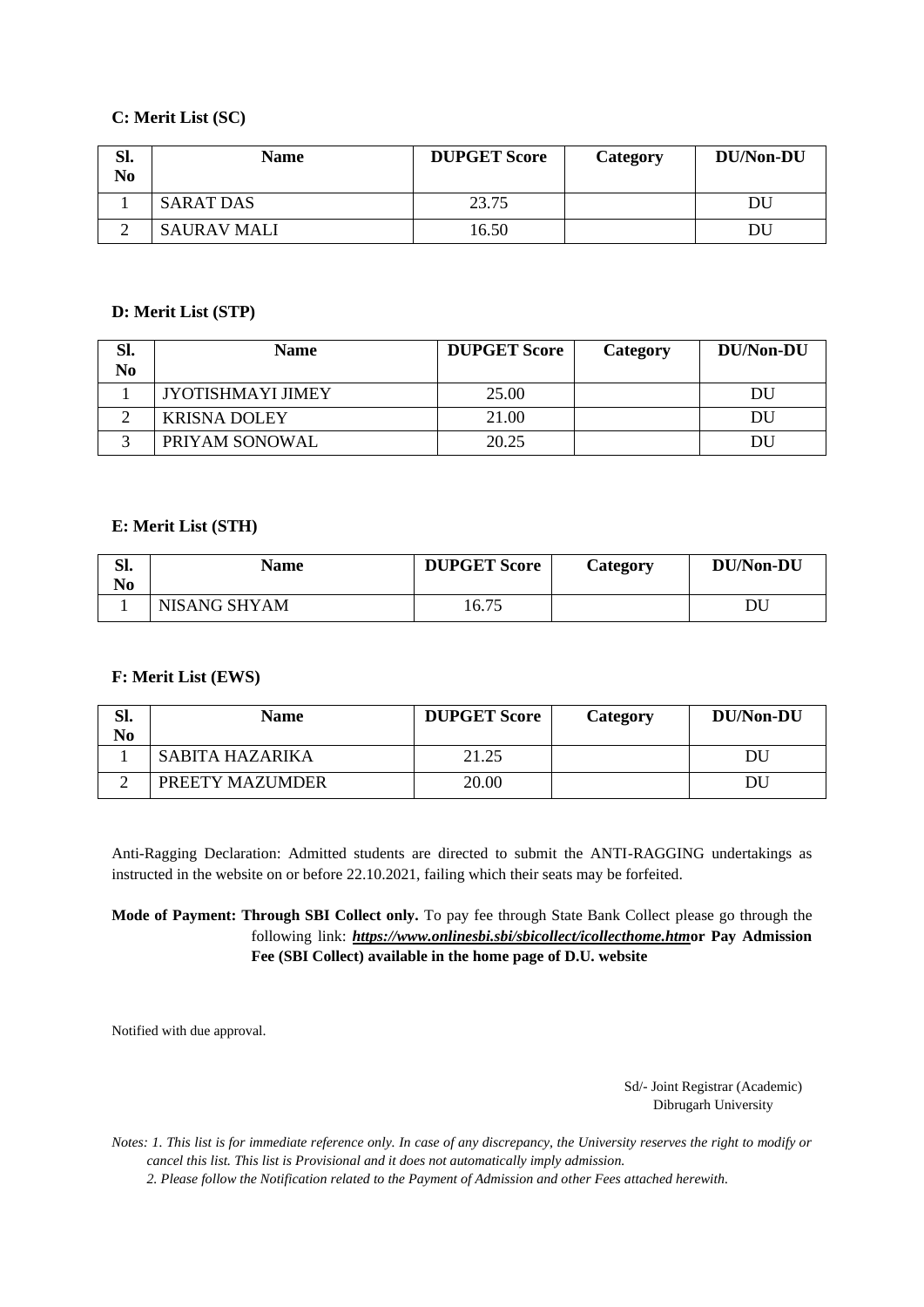**C: Merit List (SC)**

| Sl. No | Name | DUPGET Score | Category | DU/Non-DU |
|---|---|---|---|---|
| 1 | SARAT DAS | 23.75 | | DU |
| 2 | SAURAV MALI | 16.50 | | DU |

**D: Merit List (STP)**

| Sl. No | Name | DUPGET Score | Category | DU/Non-DU |
|---|---|---|---|---|
| 1 | JYOTISHMAYI JIMEY | 25.00 | | DU |
| 2 | KRISNA DOLEY | 21.00 | | DU |
| 3 | PRIYAM SONOWAL | 20.25 | | DU |

**E: Merit List (STH)**

| Sl. No | Name | DUPGET Score | Category | DU/Non-DU |
|---|---|---|---|---|
| 1 | NISANG SHYAM | 16.75 | | DU |

**F: Merit List (EWS)**

| Sl. No | Name | DUPGET Score | Category | DU/Non-DU |
|---|---|---|---|---|
| 1 | SABITA HAZARIKA | 21.25 | | DU |
| 2 | PREETY MAZUMDER | 20.00 | | DU |

Anti-Ragging Declaration: Admitted students are directed to submit the ANTI-RAGGING undertakings as instructed in the website on or before 22.10.2021, failing which their seats may be forfeited.

**Mode of Payment: Through SBI Collect only.** To pay fee through State Bank Collect please go through the following link: ***https://www.onlinesbi.sbi/sbicollect/icollecthome.htm*** **or Pay Admission Fee (SBI Collect) available in the home page of D.U. website**

Notified with due approval.

Sd/- Joint Registrar (Academic)
Dibrugarh University

*Notes: 1. This list is for immediate reference only. In case of any discrepancy, the University reserves the right to modify or cancel this list. This list is Provisional and it does not automatically imply admission.*
*2. Please follow the Notification related to the Payment of Admission and other Fees attached herewith.*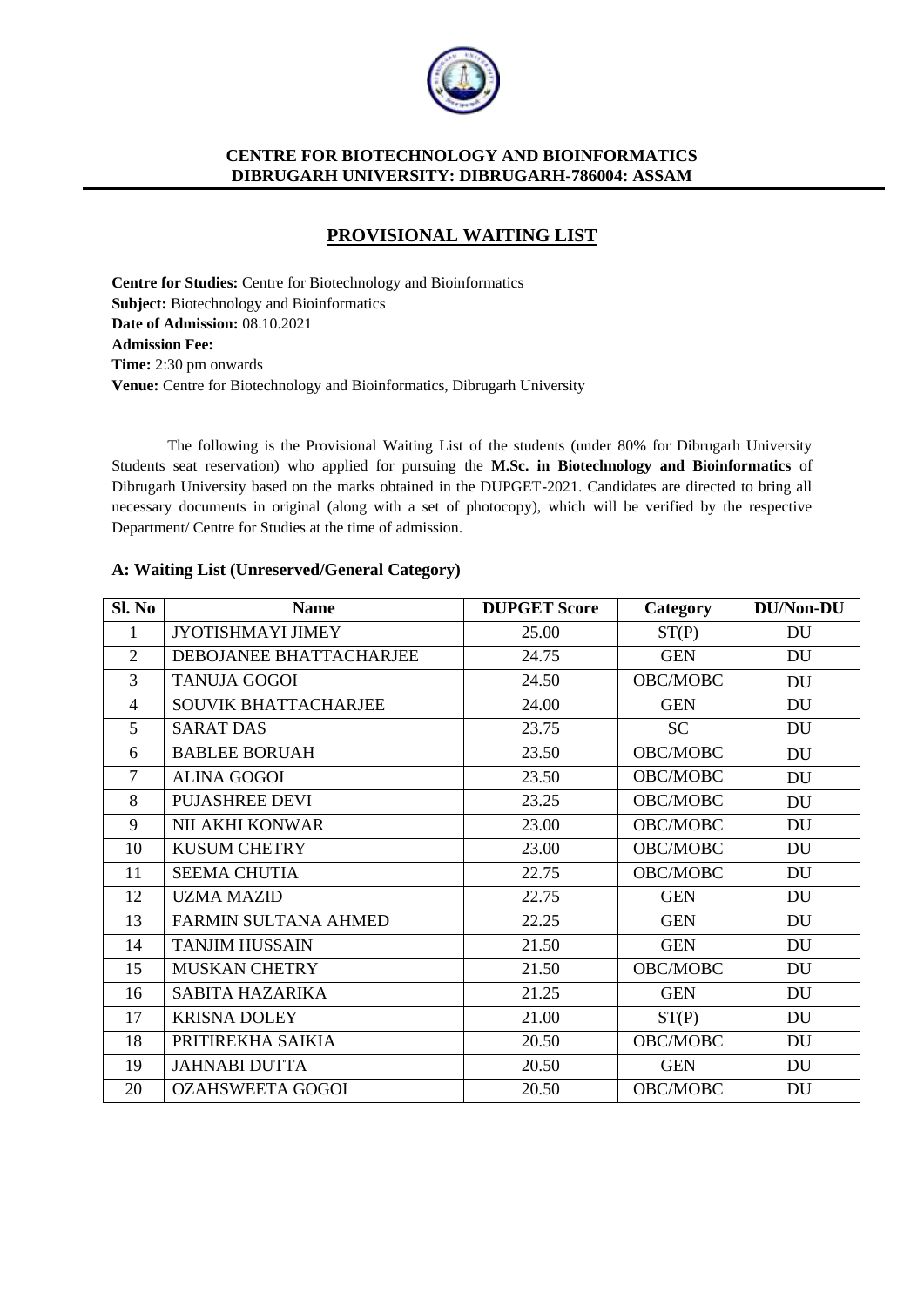**CENTRE FOR BIOTECHNOLOGY AND BIOINFORMATICS**
**DIBRUGARH UNIVERSITY: DIBRUGARH-786004: ASSAM**

## PROVISIONAL WAITING LIST

**Centre for Studies:** Centre for Biotechnology and Bioinformatics
**Subject:** Biotechnology and Bioinformatics
**Date of Admission:** 08.10.2021
**Admission Fee:**
**Time:** 2:30 pm onwards
**Venue:** Centre for Biotechnology and Bioinformatics, Dibrugarh University

The following is the Provisional Waiting List of the students (under 80% for Dibrugarh University Students seat reservation) who applied for pursuing the **M.Sc. in Biotechnology and Bioinformatics** of Dibrugarh University based on the marks obtained in the DUPGET-2021. Candidates are directed to bring all necessary documents in original (along with a set of photocopy), which will be verified by the respective Department/ Centre for Studies at the time of admission.

### A: Waiting List (Unreserved/General Category)

| Sl. No | Name | DUPGET Score | Category | DU/Non-DU |
|---|---|---|---|---|
| 1 | JYOTISHMAYI JIMEY | 25.00 | ST(P) | DU |
| 2 | DEBOJANEE BHATTACHARJEE | 24.75 | GEN | DU |
| 3 | TANUJA GOGOI | 24.50 | OBC/MOBC | DU |
| 4 | SOUVIK BHATTACHARJEE | 24.00 | GEN | DU |
| 5 | SARAT DAS | 23.75 | SC | DU |
| 6 | BABLEE BORUAH | 23.50 | OBC/MOBC | DU |
| 7 | ALINA GOGOI | 23.50 | OBC/MOBC | DU |
| 8 | PUJASHREE DEVI | 23.25 | OBC/MOBC | DU |
| 9 | NILAKHI KONWAR | 23.00 | OBC/MOBC | DU |
| 10 | KUSUM CHETRY | 23.00 | OBC/MOBC | DU |
| 11 | SEEMA CHUTIA | 22.75 | OBC/MOBC | DU |
| 12 | UZMA MAZID | 22.75 | GEN | DU |
| 13 | FARMIN SULTANA AHMED | 22.25 | GEN | DU |
| 14 | TANJIM HUSSAIN | 21.50 | GEN | DU |
| 15 | MUSKAN CHETRY | 21.50 | OBC/MOBC | DU |
| 16 | SABITA HAZARIKA | 21.25 | GEN | DU |
| 17 | KRISNA DOLEY | 21.00 | ST(P) | DU |
| 18 | PRITIREKHA SAIKIA | 20.50 | OBC/MOBC | DU |
| 19 | JAHNABI DUTTA | 20.50 | GEN | DU |
| 20 | OZAHSWEETA GOGOI | 20.50 | OBC/MOBC | DU |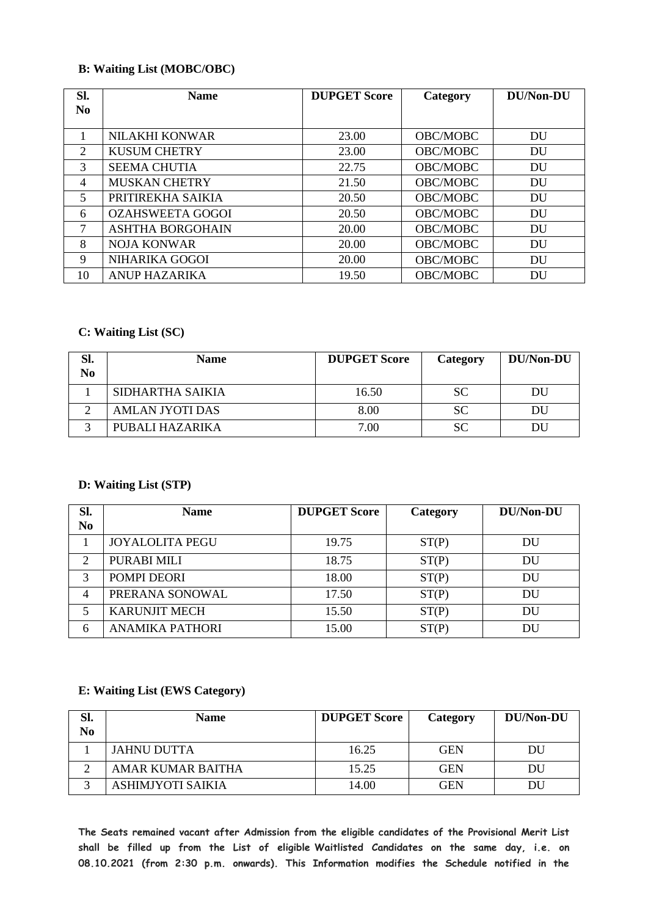**B: Waiting List (MOBC/OBC)**

| Sl. No | Name | DUPGET Score | Category | DU/Non-DU |
|---|---|---|---|---|
| 1 | NILAKHI KONWAR | 23.00 | OBC/MOBC | DU |
| 2 | KUSUM CHETRY | 23.00 | OBC/MOBC | DU |
| 3 | SEEMA CHUTIA | 22.75 | OBC/MOBC | DU |
| 4 | MUSKAN CHETRY | 21.50 | OBC/MOBC | DU |
| 5 | PRITIREKHA SAIKIA | 20.50 | OBC/MOBC | DU |
| 6 | OZAHSWEETA GOGOI | 20.50 | OBC/MOBC | DU |
| 7 | ASHTHA BORGOHAIN | 20.00 | OBC/MOBC | DU |
| 8 | NOJA KONWAR | 20.00 | OBC/MOBC | DU |
| 9 | NIHARIKA GOGOI | 20.00 | OBC/MOBC | DU |
| 10 | ANUP HAZARIKA | 19.50 | OBC/MOBC | DU |

**C: Waiting List (SC)**

| Sl. No | Name | DUPGET Score | Category | DU/Non-DU |
|---|---|---|---|---|
| 1 | SIDHARTHA SAIKIA | 16.50 | SC | DU |
| 2 | AMLAN JYOTI DAS | 8.00 | SC | DU |
| 3 | PUBALI HAZARIKA | 7.00 | SC | DU |

**D: Waiting List (STP)**

| Sl. No | Name | DUPGET Score | Category | DU/Non-DU |
|---|---|---|---|---|
| 1 | JOYALOLITA PEGU | 19.75 | ST(P) | DU |
| 2 | PURABI MILI | 18.75 | ST(P) | DU |
| 3 | POMPI DEORI | 18.00 | ST(P) | DU |
| 4 | PRERANA SONOWAL | 17.50 | ST(P) | DU |
| 5 | KARUNJIT MECH | 15.50 | ST(P) | DU |
| 6 | ANAMIKA PATHORI | 15.00 | ST(P) | DU |

**E: Waiting List (EWS Category)**

| Sl. No | Name | DUPGET Score | Category | DU/Non-DU |
|---|---|---|---|---|
| 1 | JAHNU DUTTA | 16.25 | GEN | DU |
| 2 | AMAR KUMAR BAITHA | 15.25 | GEN | DU |
| 3 | ASHIMJYOTI SAIKIA | 14.00 | GEN | DU |

**The Seats remained vacant after Admission from the eligible candidates of the Provisional Merit List shall be filled up from the List of eligible Waitlisted Candidates on the same day, i.e. on 08.10.2021 (from 2:30 p.m. onwards). This Information modifies the Schedule notified in the**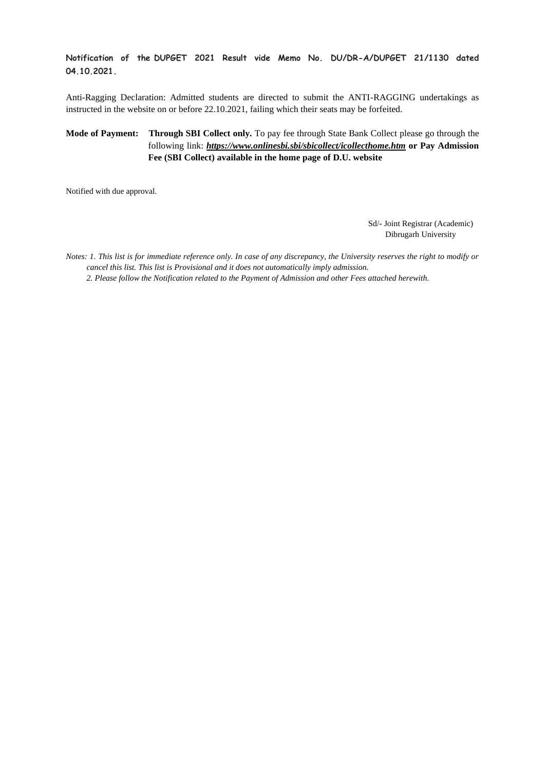**Notification of the DUPGET 2021 Result vide Memo No. DU/DR-A/DUPGET 21/1130 dated 04.10.2021.**

Anti-Ragging Declaration: Admitted students are directed to submit the ANTI-RAGGING undertakings as instructed in the website on or before 22.10.2021, failing which their seats may be forfeited.

**Mode of Payment:** **Through SBI Collect only.** To pay fee through State Bank Collect please go through the following link: ***https://www.onlinesbi.sbi/sbicollect/icollecthome.htm*** **or Pay Admission Fee (SBI Collect) available in the home page of D.U. website**

Notified with due approval.

Sd/- Joint Registrar (Academic)
Dibrugarh University

*Notes: 1. This list is for immediate reference only. In case of any discrepancy, the University reserves the right to modify or cancel this list. This list is Provisional and it does not automatically imply admission.*

*2. Please follow the Notification related to the Payment of Admission and other Fees attached herewith.*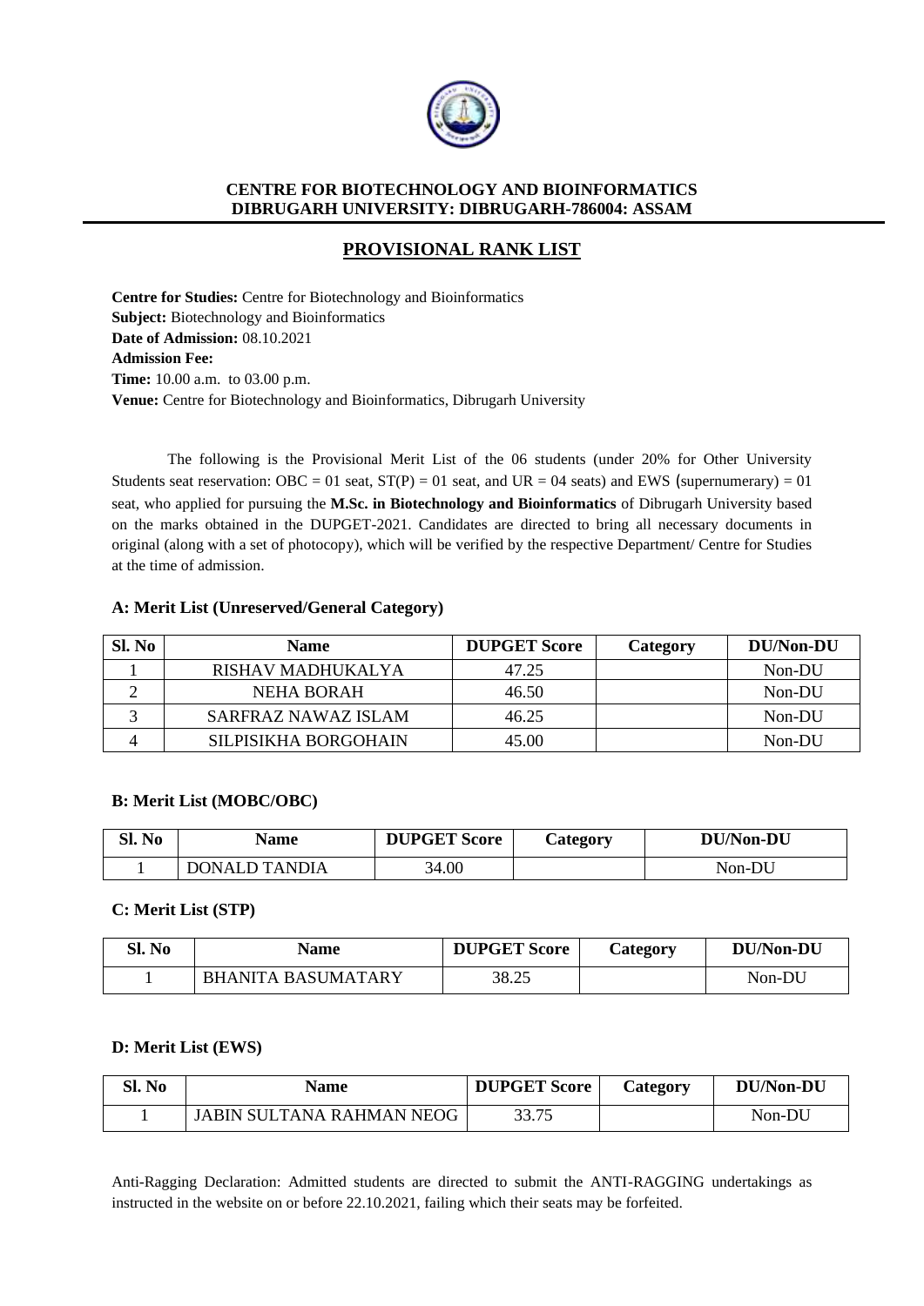**CENTRE FOR BIOTECHNOLOGY AND BIOINFORMATICS**
**DIBRUGARH UNIVERSITY: DIBRUGARH-786004: ASSAM**

## PROVISIONAL RANK LIST

**Centre for Studies:** Centre for Biotechnology and Bioinformatics
**Subject:** Biotechnology and Bioinformatics
**Date of Admission:** 08.10.2021
**Admission Fee:**
**Time:** 10.00 a.m. to 03.00 p.m.
**Venue:** Centre for Biotechnology and Bioinformatics, Dibrugarh University

The following is the Provisional Merit List of the 06 students (under 20% for Other University Students seat reservation: OBC = 01 seat, ST(P) = 01 seat, and UR = 04 seats) and EWS (supernumerary) = 01 seat, who applied for pursuing the **M.Sc. in Biotechnology and Bioinformatics** of Dibrugarh University based on the marks obtained in the DUPGET-2021. Candidates are directed to bring all necessary documents in original (along with a set of photocopy), which will be verified by the respective Department/ Centre for Studies at the time of admission.

### A: Merit List (Unreserved/General Category)

| Sl. No | Name | DUPGET Score | Category | DU/Non-DU |
|---|---|---|---|---|
| 1 | RISHAV MADHUKALYA | 47.25 | | Non-DU |
| 2 | NEHA BORAH | 46.50 | | Non-DU |
| 3 | SARFRAZ NAWAZ ISLAM | 46.25 | | Non-DU |
| 4 | SILPISIKHA BORGOHAIN | 45.00 | | Non-DU |

### B: Merit List (MOBC/OBC)

| Sl. No | Name | DUPGET Score | Category | DU/Non-DU |
|---|---|---|---|---|
| 1 | DONALD TANDIA | 34.00 | | Non-DU |

### C: Merit List (STP)

| Sl. No | Name | DUPGET Score | Category | DU/Non-DU |
|---|---|---|---|---|
| 1 | BHANITA BASUMATARY | 38.25 | | Non-DU |

### D: Merit List (EWS)

| Sl. No | Name | DUPGET Score | Category | DU/Non-DU |
|---|---|---|---|---|
| 1 | JABIN SULTANA RAHMAN NEOG | 33.75 | | Non-DU |

Anti-Ragging Declaration: Admitted students are directed to submit the ANTI-RAGGING undertakings as instructed in the website on or before 22.10.2021, failing which their seats may be forfeited.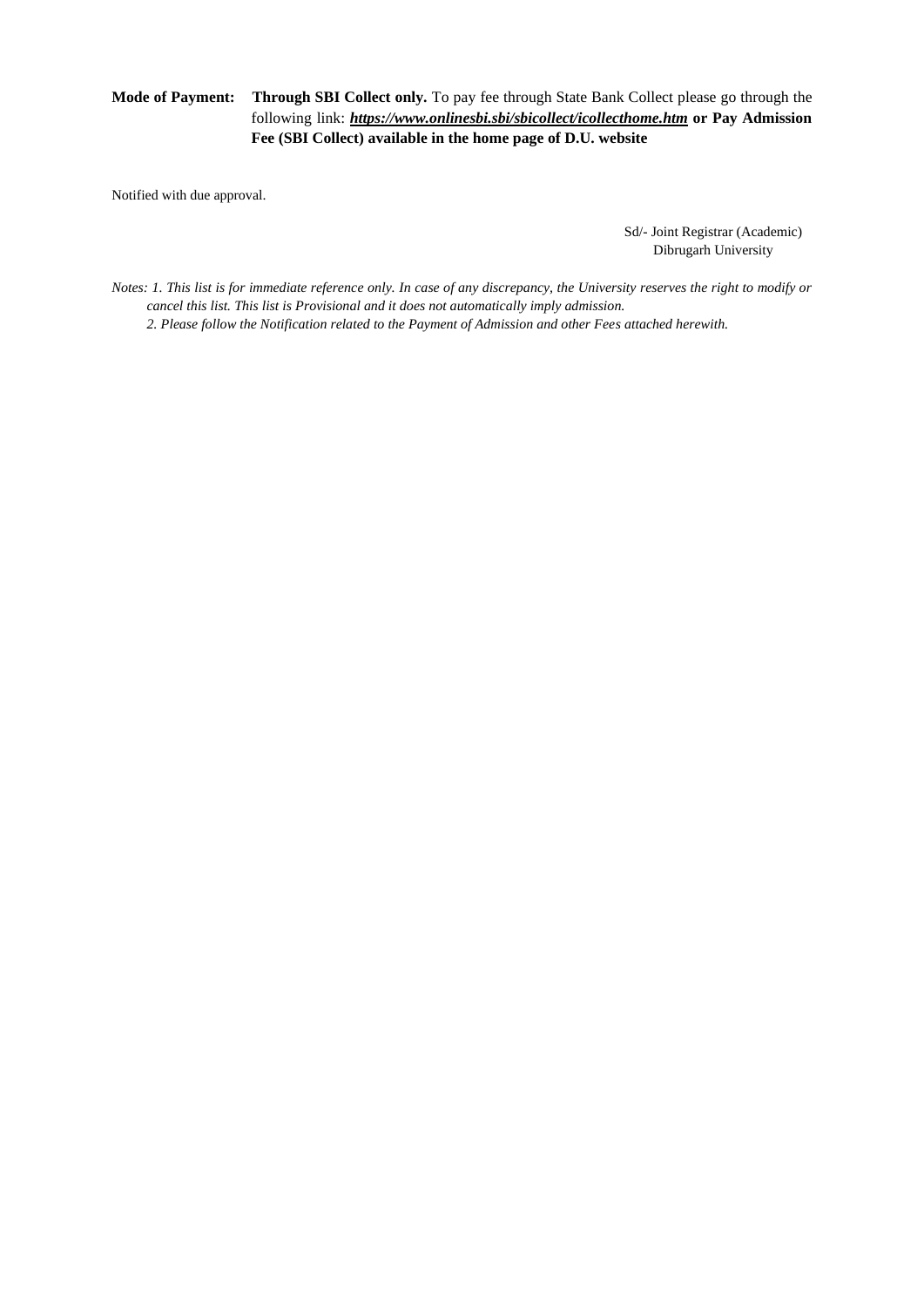**Mode of Payment:** **Through SBI Collect only.** To pay fee through State Bank Collect please go through the following link: ***https://www.onlinesbi.sbi/sbicollect/icollecthome.htm*** **or Pay Admission Fee (SBI Collect) available in the home page of D.U. website**

Notified with due approval.

Sd/- Joint Registrar (Academic)
Dibrugarh University

*Notes: 1. This list is for immediate reference only. In case of any discrepancy, the University reserves the right to modify or cancel this list. This list is Provisional and it does not automatically imply admission.*
*2. Please follow the Notification related to the Payment of Admission and other Fees attached herewith.*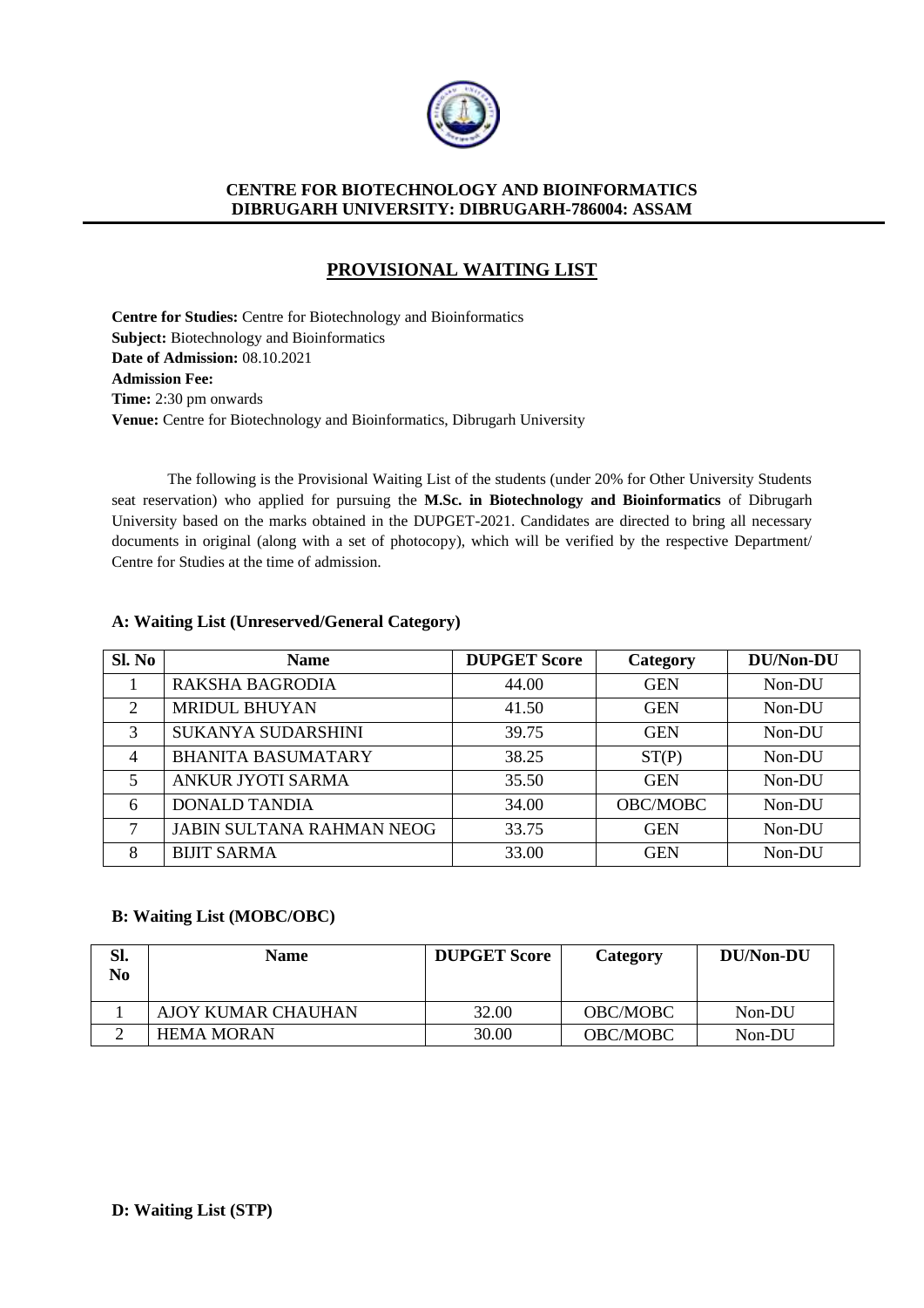**CENTRE FOR BIOTECHNOLOGY AND BIOINFORMATICS**
**DIBRUGARH UNIVERSITY: DIBRUGARH-786004: ASSAM**

## PROVISIONAL WAITING LIST

**Centre for Studies:** Centre for Biotechnology and Bioinformatics
**Subject:** Biotechnology and Bioinformatics
**Date of Admission:** 08.10.2021
**Admission Fee:**
**Time:** 2:30 pm onwards
**Venue:** Centre for Biotechnology and Bioinformatics, Dibrugarh University

The following is the Provisional Waiting List of the students (under 20% for Other University Students seat reservation) who applied for pursuing the **M.Sc. in Biotechnology and Bioinformatics** of Dibrugarh University based on the marks obtained in the DUPGET-2021. Candidates are directed to bring all necessary documents in original (along with a set of photocopy), which will be verified by the respective Department/ Centre for Studies at the time of admission.

### A: Waiting List (Unreserved/General Category)

| Sl. No | Name | DUPGET Score | Category | DU/Non-DU |
|---|---|---|---|---|
| 1 | RAKSHA BAGRODIA | 44.00 | GEN | Non-DU |
| 2 | MRIDUL BHUYAN | 41.50 | GEN | Non-DU |
| 3 | SUKANYA SUDARSHINI | 39.75 | GEN | Non-DU |
| 4 | BHANITA BASUMATARY | 38.25 | ST(P) | Non-DU |
| 5 | ANKUR JYOTI SARMA | 35.50 | GEN | Non-DU |
| 6 | DONALD TANDIA | 34.00 | OBC/MOBC | Non-DU |
| 7 | JABIN SULTANA RAHMAN NEOG | 33.75 | GEN | Non-DU |
| 8 | BIJIT SARMA | 33.00 | GEN | Non-DU |

### B: Waiting List (MOBC/OBC)

| Sl. No | Name | DUPGET Score | Category | DU/Non-DU |
|---|---|---|---|---|
| 1 | AJOY KUMAR CHAUHAN | 32.00 | OBC/MOBC | Non-DU |
| 2 | HEMA MORAN | 30.00 | OBC/MOBC | Non-DU |

### D: Waiting List (STP)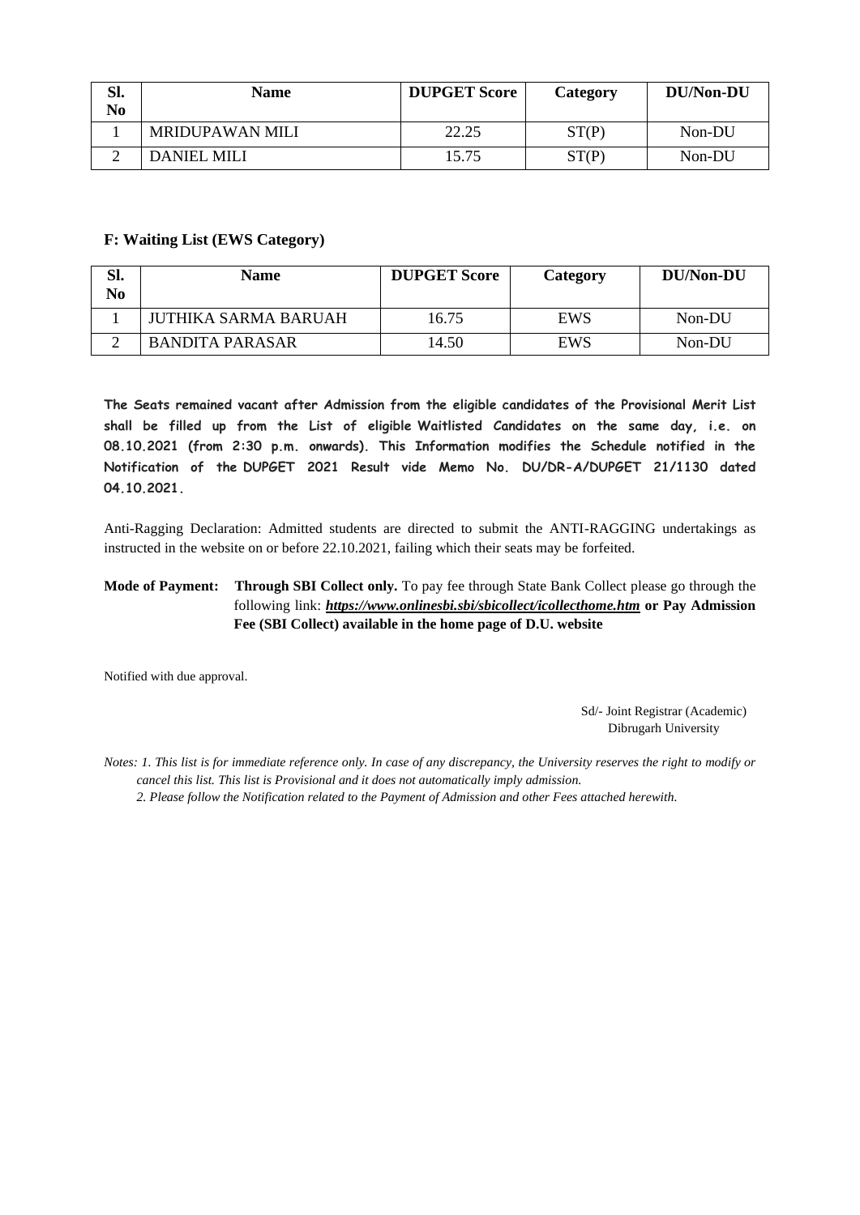| Sl. No | Name | DUPGET Score | Category | DU/Non-DU |
|---|---|---|---|---|
| 1 | MRIDUPAWAN MILI | 22.25 | ST(P) | Non-DU |
| 2 | DANIEL MILI | 15.75 | ST(P) | Non-DU |

**F: Waiting List (EWS Category)**

| Sl. No | Name | DUPGET Score | Category | DU/Non-DU |
|---|---|---|---|---|
| 1 | JUTHIKA SARMA BARUAH | 16.75 | EWS | Non-DU |
| 2 | BANDITA PARASAR | 14.50 | EWS | Non-DU |

**The Seats remained vacant after Admission from the eligible candidates of the Provisional Merit List shall be filled up from the List of eligible Waitlisted Candidates on the same day, i.e. on 08.10.2021 (from 2:30 p.m. onwards). This Information modifies the Schedule notified in the Notification of the DUPGET 2021 Result vide Memo No. DU/DR-A/DUPGET 21/1130 dated 04.10.2021.**

Anti-Ragging Declaration: Admitted students are directed to submit the ANTI-RAGGING undertakings as instructed in the website on or before 22.10.2021, failing which their seats may be forfeited.

**Mode of Payment:** **Through SBI Collect only.** To pay fee through State Bank Collect please go through the following link: ***https://www.onlinesbi.sbi/sbicollect/icollecthome.htm*** **or Pay Admission Fee (SBI Collect) available in the home page of D.U. website**

Notified with due approval.

Sd/- Joint Registrar (Academic)
Dibrugarh University

*Notes: 1. This list is for immediate reference only. In case of any discrepancy, the University reserves the right to modify or cancel this list. This list is Provisional and it does not automatically imply admission.*
*2. Please follow the Notification related to the Payment of Admission and other Fees attached herewith.*